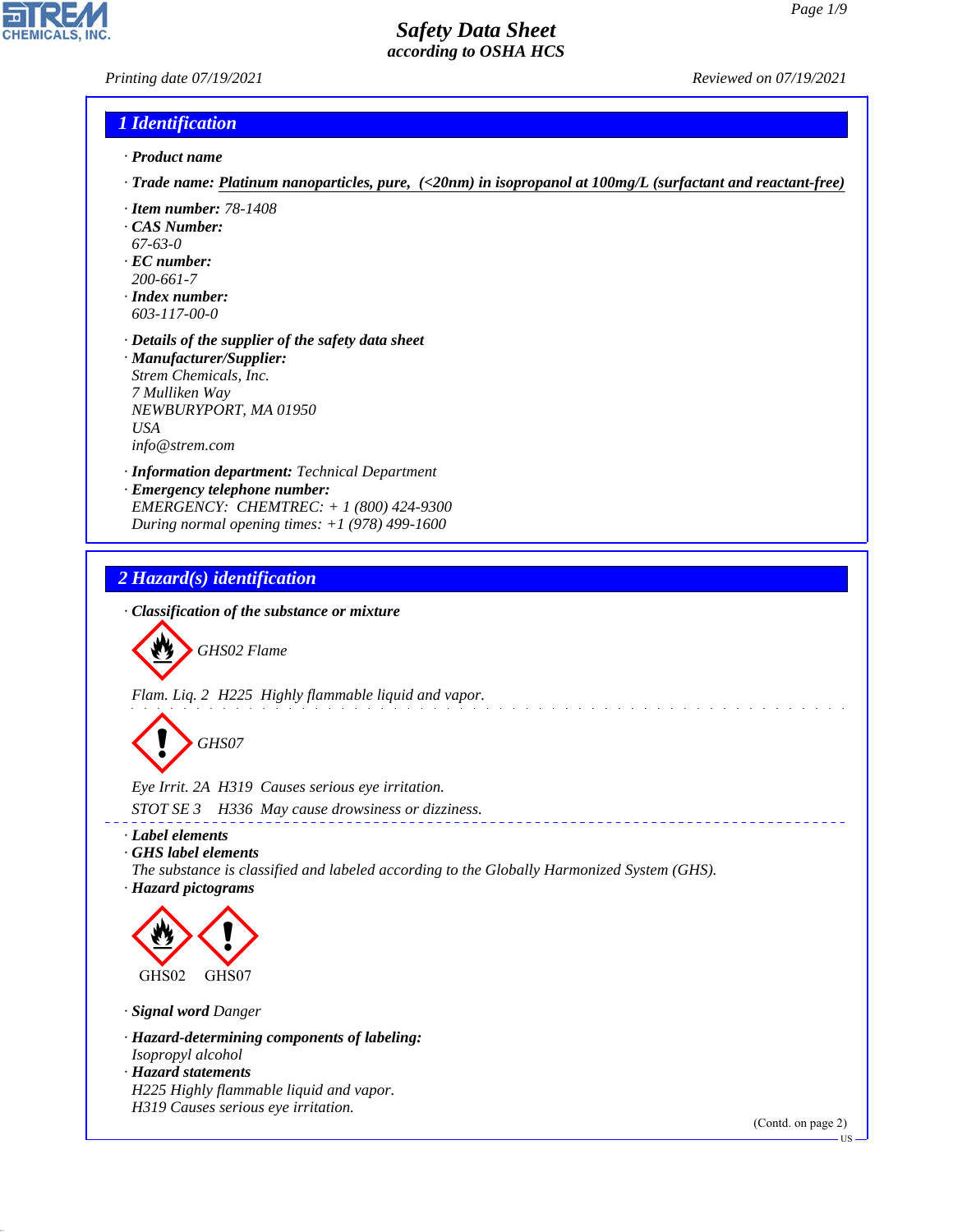# Safety Data Sheet
## according to OSHA HCS

Printing date 07/19/2021 | Reviewed on 07/19/2021

## 1 Identification

· **Product name**

· **Trade name:** Platinum nanoparticles, pure, (<20nm) in isopropanol at 100mg/L (surfactant and reactant-free)

· **Item number:** 78-1408
· **CAS Number:**
67-63-0
· **EC number:**
200-661-7
· **Index number:**
603-117-00-0

· **Details of the supplier of the safety data sheet**
· **Manufacturer/Supplier:**
Strem Chemicals, Inc.
7 Mulliken Way
NEWBURYPORT, MA 01950
USA
info@strem.com

· **Information department:** Technical Department
· **Emergency telephone number:**
EMERGENCY: CHEMTREC: + 1 (800) 424-9300
During normal opening times: +1 (978) 499-1600

## 2 Hazard(s) identification

· **Classification of the substance or mixture**

GHS02 Flame

Flam. Liq. 2 H225 Highly flammable liquid and vapor.

GHS07

Eye Irrit. 2A H319 Causes serious eye irritation.
STOT SE 3 H336 May cause drowsiness or dizziness.

· **Label elements**
· **GHS label elements**
The substance is classified and labeled according to the Globally Harmonized System (GHS).
· **Hazard pictograms**

GHS02 GHS07

· **Signal word** Danger

· **Hazard-determining components of labeling:**
Isopropyl alcohol
· **Hazard statements**
H225 Highly flammable liquid and vapor.
H319 Causes serious eye irritation.

(Contd. on page 2)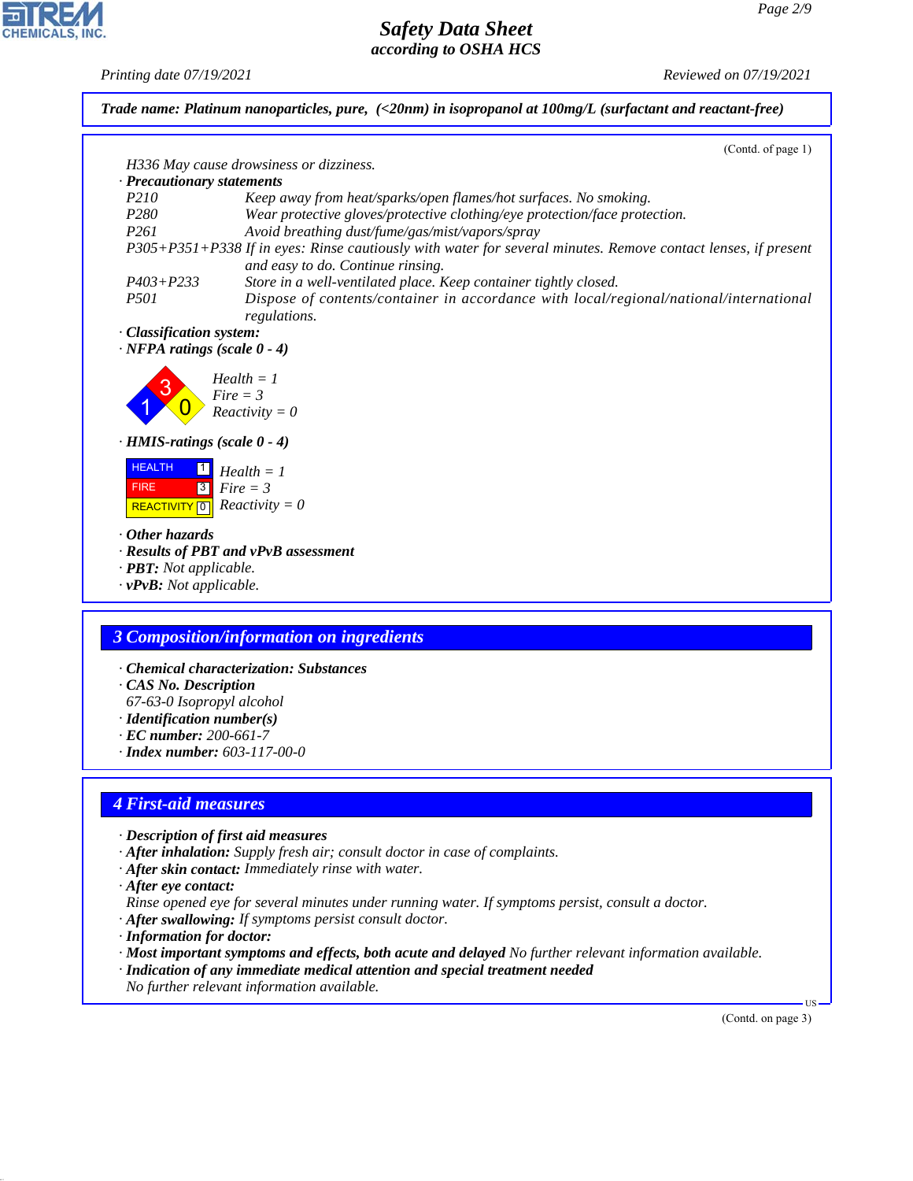**Trade name: Platinum nanoparticles, pure, (<20nm) in isopropanol at 100mg/L (surfactant and reactant-free)**

(Contd. of page 1)

H336 May cause drowsiness or dizziness.

· **Precautionary statements**

| | |
|---|---|
| P210 | Keep away from heat/sparks/open flames/hot surfaces. No smoking. |
| P280 | Wear protective gloves/protective clothing/eye protection/face protection. |
| P261 | Avoid breathing dust/fume/gas/mist/vapors/spray |
| P305+P351+P338 | If in eyes: Rinse cautiously with water for several minutes. Remove contact lenses, if present and easy to do. Continue rinsing. |
| P403+P233 | Store in a well-ventilated place. Keep container tightly closed. |
| P501 | Dispose of contents/container in accordance with local/regional/national/international regulations. |

· **Classification system:**

· **NFPA ratings (scale 0 - 4)**

Health = 1
Fire = 3
Reactivity = 0

· **HMIS-ratings (scale 0 - 4)**

| | |
|---|---|
| HEALTH | 1 |
| FIRE | 3 |
| REACTIVITY | 0 |

Health = 1
Fire = 3
Reactivity = 0

· **Other hazards**

· **Results of PBT and vPvB assessment**

· **PBT:** Not applicable.

· **vPvB:** Not applicable.

## 3 Composition/information on ingredients

· **Chemical characterization: Substances**

· **CAS No. Description**

67-63-0 Isopropyl alcohol

· **Identification number(s)**

· **EC number:** 200-661-7

· **Index number:** 603-117-00-0

## 4 First-aid measures

· **Description of first aid measures**

· **After inhalation:** Supply fresh air; consult doctor in case of complaints.

· **After skin contact:** Immediately rinse with water.

· **After eye contact:**

Rinse opened eye for several minutes under running water. If symptoms persist, consult a doctor.

· **After swallowing:** If symptoms persist consult doctor.

· **Information for doctor:**

· **Most important symptoms and effects, both acute and delayed** No further relevant information available.

· **Indication of any immediate medical attention and special treatment needed**

No further relevant information available.

(Contd. on page 3)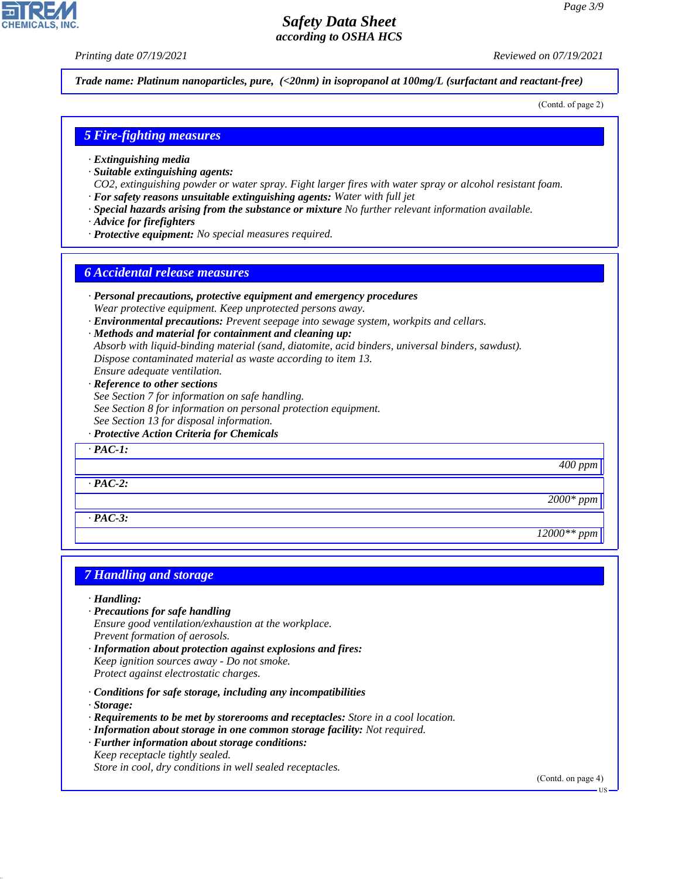Trade name: Platinum nanoparticles, pure, (<20nm) in isopropanol at 100mg/L (surfactant and reactant-free)

(Contd. of page 2)

## 5 Fire-fighting measures

- **Extinguishing media**
- **Suitable extinguishing agents:**
  $CO_2$, extinguishing powder or water spray. Fight larger fires with water spray or alcohol resistant foam.
- **For safety reasons unsuitable extinguishing agents:** Water with full jet
- **Special hazards arising from the substance or mixture** No further relevant information available.
- **Advice for firefighters**
- **Protective equipment:** No special measures required.

## 6 Accidental release measures

- **Personal precautions, protective equipment and emergency procedures**
  Wear protective equipment. Keep unprotected persons away.
- **Environmental precautions:** Prevent seepage into sewage system, workpits and cellars.
- **Methods and material for containment and cleaning up:**
  Absorb with liquid-binding material (sand, diatomite, acid binders, universal binders, sawdust).
  Dispose contaminated material as waste according to item 13.
  Ensure adequate ventilation.
- **Reference to other sections**
  See Section 7 for information on safe handling.
  See Section 8 for information on personal protection equipment.
  See Section 13 for disposal information.
- **Protective Action Criteria for Chemicals**

| · PAC-1: |
|---|
| 400 ppm |

| · PAC-2: |
|---|
| 2000* ppm |

| · PAC-3: |
|---|
| 12000** ppm |

## 7 Handling and storage

- **Handling:**
- **Precautions for safe handling**
  Ensure good ventilation/exhaustion at the workplace.
  Prevent formation of aerosols.
- **Information about protection against explosions and fires:**
  Keep ignition sources away - Do not smoke.
  Protect against electrostatic charges.

- **Conditions for safe storage, including any incompatibilities**
- **Storage:**
- **Requirements to be met by storerooms and receptacles:** Store in a cool location.
- **Information about storage in one common storage facility:** Not required.
- **Further information about storage conditions:**
  Keep receptacle tightly sealed.
  Store in cool, dry conditions in well sealed receptacles.

(Contd. on page 4)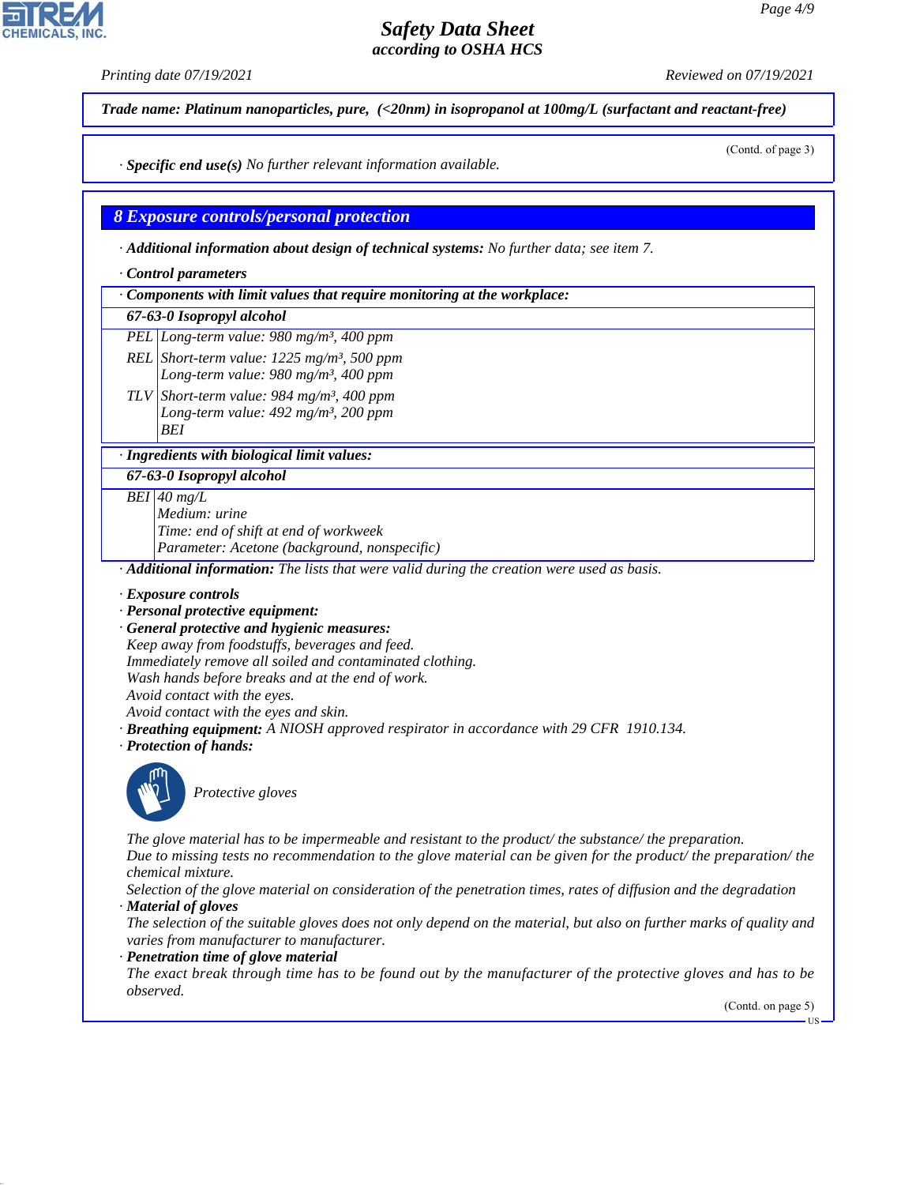Trade name: **Platinum nanoparticles, pure, (<20nm) in isopropanol at 100mg/L (surfactant and reactant-free)**

(Contd. of page 3)

· **Specific end use(s)** No further relevant information available.

## 8 Exposure controls/personal protection

· **Additional information about design of technical systems:** No further data; see item 7.

· **Control parameters**

| · Components with limit values that require monitoring at the workplace: | |
|---|---|
| **67-63-0 Isopropyl alcohol** | |
| PEL | Long-term value: 980 mg/m³, 400 ppm |
| REL | Short-term value: 1225 mg/m³, 500 ppm<br>Long-term value: 980 mg/m³, 400 ppm |
| TLV | Short-term value: 984 mg/m³, 400 ppm<br>Long-term value: 492 mg/m³, 200 ppm<br>BEI |

| · Ingredients with biological limit values: | |
|---|---|
| **67-63-0 Isopropyl alcohol** | |
| BEI | 40 mg/L<br>Medium: urine<br>Time: end of shift at end of workweek<br>Parameter: Acetone (background, nonspecific) |

· **Additional information:** The lists that were valid during the creation were used as basis.

· **Exposure controls**
· **Personal protective equipment:**
· **General protective and hygienic measures:**
Keep away from foodstuffs, beverages and feed.
Immediately remove all soiled and contaminated clothing.
Wash hands before breaks and at the end of work.
Avoid contact with the eyes.
Avoid contact with the eyes and skin.
· **Breathing equipment:** A NIOSH approved respirator in accordance with 29 CFR 1910.134.
· **Protection of hands:**

Protective gloves

The glove material has to be impermeable and resistant to the product/ the substance/ the preparation.
Due to missing tests no recommendation to the glove material can be given for the product/ the preparation/ the chemical mixture.
Selection of the glove material on consideration of the penetration times, rates of diffusion and the degradation
· **Material of gloves**
The selection of the suitable gloves does not only depend on the material, but also on further marks of quality and varies from manufacturer to manufacturer.
· **Penetration time of glove material**
The exact break through time has to be found out by the manufacturer of the protective gloves and has to be observed.

(Contd. on page 5)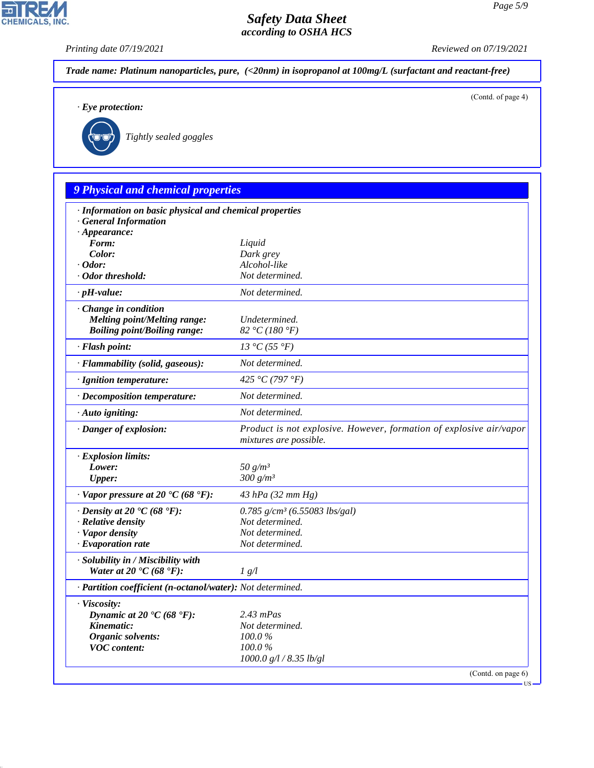**Trade name: Platinum nanoparticles, pure, (<20nm) in isopropanol at 100mg/L (surfactant and reactant-free)**

(Contd. of page 4)

· **Eye protection:**

Tightly sealed goggles

## 9 Physical and chemical properties

· **Information on basic physical and chemical properties**
· **General Information**
· **Appearance:**

| | |
|---|---|
| **Form:** | Liquid |
| **Color:** | Dark grey |
| · **Odor:** | Alcohol-like |
| · **Odor threshold:** | Not determined. |
| · **pH-value:** | Not determined. |
| · **Change in condition** | |
| **Melting point/Melting range:** | Undetermined. |
| **Boiling point/Boiling range:** | 82 °C (180 °F) |
| · **Flash point:** | 13 °C (55 °F) |
| · **Flammability (solid, gaseous):** | Not determined. |
| · **Ignition temperature:** | 425 °C (797 °F) |
| · **Decomposition temperature:** | Not determined. |
| · **Auto igniting:** | Not determined. |
| · **Danger of explosion:** | Product is not explosive. However, formation of explosive air/vapor mixtures are possible. |
| · **Explosion limits:** | |
| **Lower:** | 50 g/m³ |
| **Upper:** | 300 g/m³ |
| · **Vapor pressure at 20 °C (68 °F):** | 43 hPa (32 mm Hg) |
| · **Density at 20 °C (68 °F):** | 0.785 g/cm³ (6.55083 lbs/gal) |
| · **Relative density** | Not determined. |
| · **Vapor density** | Not determined. |
| · **Evaporation rate** | Not determined. |
| · **Solubility in / Miscibility with** | |
| **Water at 20 °C (68 °F):** | 1 g/l |
| · **Partition coefficient (n-octanol/water):** | Not determined. |
| · **Viscosity:** | |
| **Dynamic at 20 °C (68 °F):** | 2.43 mPas |
| **Kinematic:** | Not determined. |
| **Organic solvents:** | 100.0 % |
| **VOC content:** | 100.0 % |
| | 1000.0 g/l / 8.35 lb/gl |

(Contd. on page 6)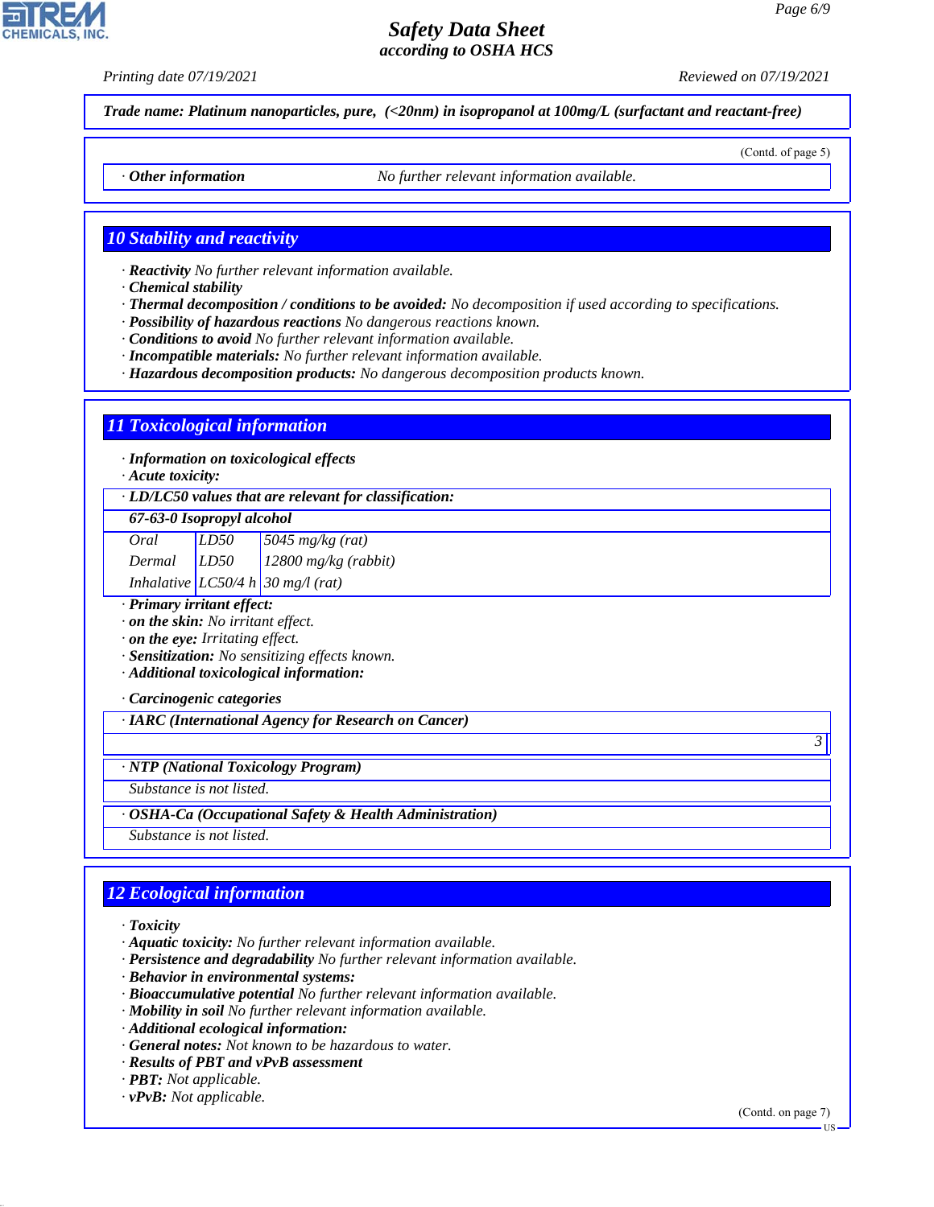Trade name: Platinum nanoparticles, pure, (<20nm) in isopropanol at 100mg/L (surfactant and reactant-free)

(Contd. of page 5)

· **Other information** No further relevant information available.

## 10 Stability and reactivity

· **Reactivity** No further relevant information available.
· **Chemical stability**
· **Thermal decomposition / conditions to be avoided:** No decomposition if used according to specifications.
· **Possibility of hazardous reactions** No dangerous reactions known.
· **Conditions to avoid** No further relevant information available.
· **Incompatible materials:** No further relevant information available.
· **Hazardous decomposition products:** No dangerous decomposition products known.

## 11 Toxicological information

· **Information on toxicological effects**
· **Acute toxicity:**

· **LD/LC50 values that are relevant for classification:**

| **67-63-0 Isopropyl alcohol** | | |
|---|---|---|
| Oral | LD50 | 5045 mg/kg (rat) |
| Dermal | LD50 | 12800 mg/kg (rabbit) |
| Inhalative | LC50/4 h | 30 mg/l (rat) |

· **Primary irritant effect:**
· **on the skin:** No irritant effect.
· **on the eye:** Irritating effect.
· **Sensitization:** No sensitizing effects known.
· **Additional toxicological information:**

· **Carcinogenic categories**

· **IARC (International Agency for Research on Cancer)**

3

· **NTP (National Toxicology Program)**

Substance is not listed.

· **OSHA-Ca (Occupational Safety & Health Administration)**

Substance is not listed.

## 12 Ecological information

· **Toxicity**
· **Aquatic toxicity:** No further relevant information available.
· **Persistence and degradability** No further relevant information available.
· **Behavior in environmental systems:**
· **Bioaccumulative potential** No further relevant information available.
· **Mobility in soil** No further relevant information available.
· **Additional ecological information:**
· **General notes:** Not known to be hazardous to water.
· **Results of PBT and vPvB assessment**
· **PBT:** Not applicable.
· **vPvB:** Not applicable.

(Contd. on page 7)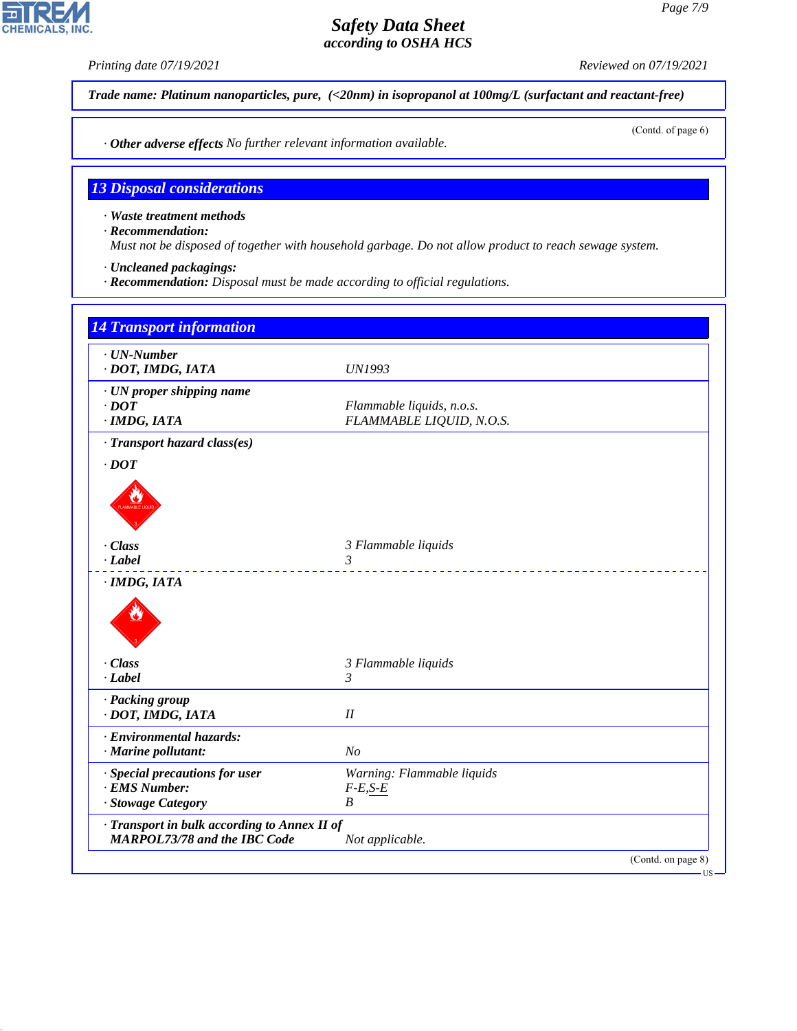**Trade name: Platinum nanoparticles, pure, (<20nm) in isopropanol at 100mg/L (surfactant and reactant-free)**

(Contd. of page 6)

· **Other adverse effects** No further relevant information available.

## 13 Disposal considerations

· **Waste treatment methods**
· **Recommendation:**
Must not be disposed of together with household garbage. Do not allow product to reach sewage system.

· **Uncleaned packagings:**
· **Recommendation:** Disposal must be made according to official regulations.

## 14 Transport information

| | |
|---|---|
| · **UN-Number** | |
| · **DOT, IMDG, IATA** | UN1993 |
| · **UN proper shipping name** | |
| · **DOT** | Flammable liquids, n.o.s. |
| · **IMDG, IATA** | FLAMMABLE LIQUID, N.O.S. |
| · **Transport hazard class(es)** | |
| · **DOT** | |
| · **Class** | 3 Flammable liquids |
| · **Label** | 3 |
| · **IMDG, IATA** | |
| · **Class** | 3 Flammable liquids |
| · **Label** | 3 |
| · **Packing group** | |
| · **DOT, IMDG, IATA** | II |
| · **Environmental hazards:** | |
| · **Marine pollutant:** | No |
| · **Special precautions for user** | Warning: Flammable liquids |
| · **EMS Number:** | F-E,S-E |
| · **Stowage Category** | B |
| · **Transport in bulk according to Annex II of MARPOL73/78 and the IBC Code** | Not applicable. |

(Contd. on page 8)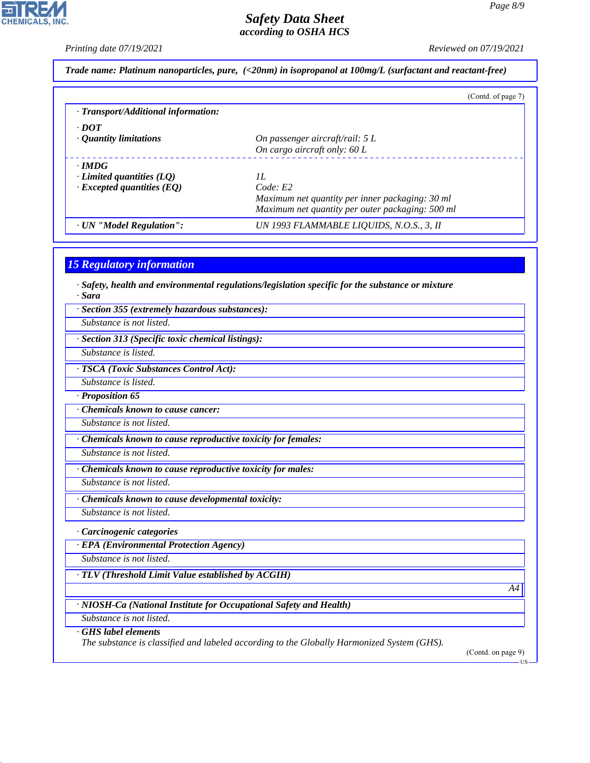**Trade name: Platinum nanoparticles, pure, (<20nm) in isopropanol at 100mg/L (surfactant and reactant-free)**

(Contd. of page 7)

· **Transport/Additional information:**

· **DOT**

| | |
|---|---|
| · **Quantity limitations** | On passenger aircraft/rail: 5 L<br>On cargo aircraft only: 60 L |

· **IMDG**

| | |
|---|---|
| · **Limited quantities (LQ)** | 1L |
| · **Excepted quantities (EQ)** | Code: E2<br>Maximum net quantity per inner packaging: 30 ml<br>Maximum net quantity per outer packaging: 500 ml |

| | |
|---|---|
| · **UN "Model Regulation":** | UN 1993 FLAMMABLE LIQUIDS, N.O.S., 3, II |

## 15 Regulatory information

· **Safety, health and environmental regulations/legislation specific for the substance or mixture**

· **Sara**

· **Section 355 (extremely hazardous substances):**

Substance is not listed.

· **Section 313 (Specific toxic chemical listings):**

Substance is listed.

· **TSCA (Toxic Substances Control Act):**

Substance is listed.

· **Proposition 65**

· **Chemicals known to cause cancer:**

Substance is not listed.

· **Chemicals known to cause reproductive toxicity for females:**

Substance is not listed.

· **Chemicals known to cause reproductive toxicity for males:**

Substance is not listed.

· **Chemicals known to cause developmental toxicity:**

Substance is not listed.

· **Carcinogenic categories**

· **EPA (Environmental Protection Agency)**

Substance is not listed.

· **TLV (Threshold Limit Value established by ACGIH)**

A4

· **NIOSH-Ca (National Institute for Occupational Safety and Health)**

Substance is not listed.

· **GHS label elements**

The substance is classified and labeled according to the Globally Harmonized System (GHS).

(Contd. on page 9)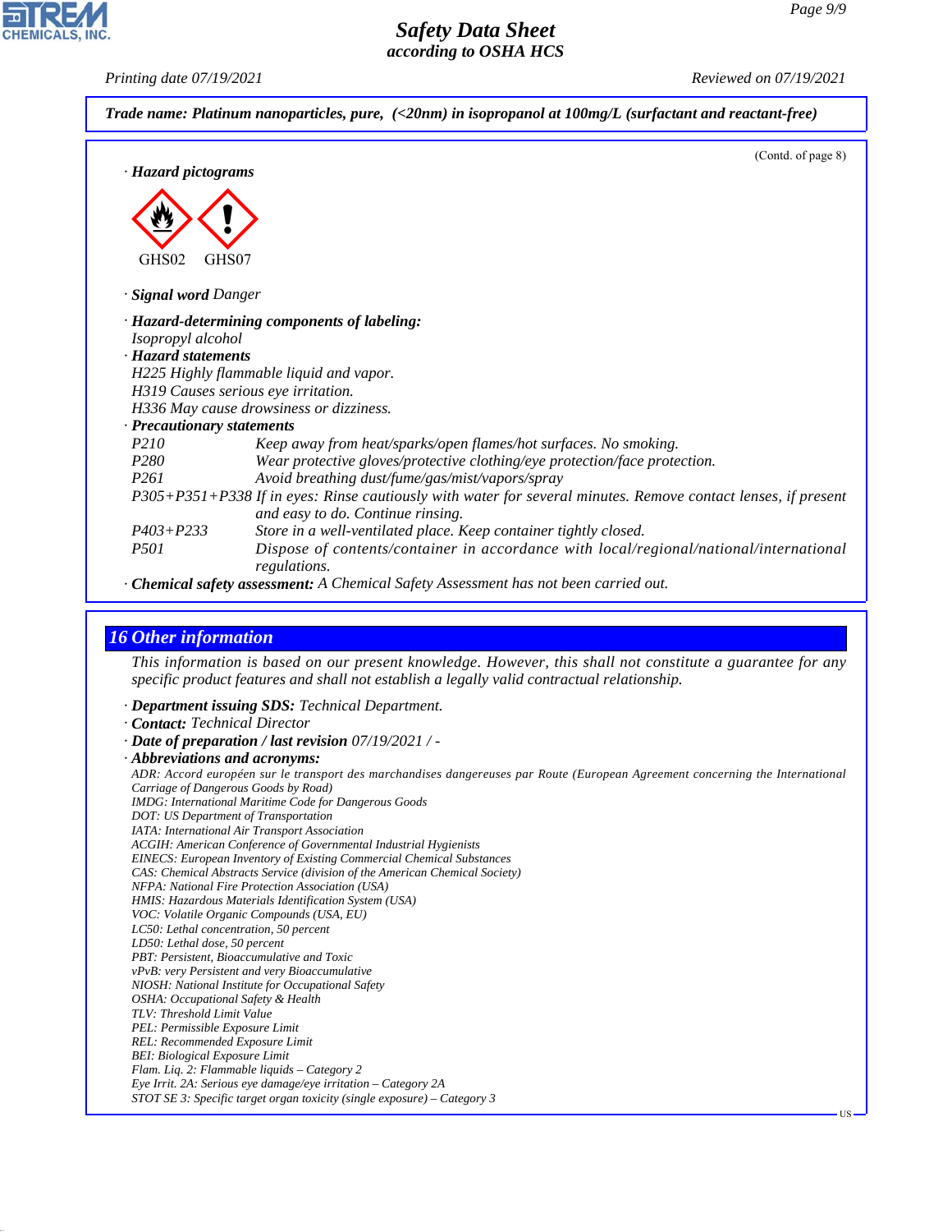**Trade name: Platinum nanoparticles, pure, (<20nm) in isopropanol at 100mg/L (surfactant and reactant-free)**

(Contd. of page 8)

· **Hazard pictograms**

GHS02 GHS07

· **Signal word** Danger

· **Hazard-determining components of labeling:**
Isopropyl alcohol

· **Hazard statements**
H225 Highly flammable liquid and vapor.
H319 Causes serious eye irritation.
H336 May cause drowsiness or dizziness.

· **Precautionary statements**

| | |
|---|---|
| P210 | Keep away from heat/sparks/open flames/hot surfaces. No smoking. |
| P280 | Wear protective gloves/protective clothing/eye protection/face protection. |
| P261 | Avoid breathing dust/fume/gas/mist/vapors/spray |
| P305+P351+P338 | If in eyes: Rinse cautiously with water for several minutes. Remove contact lenses, if present and easy to do. Continue rinsing. |
| P403+P233 | Store in a well-ventilated place. Keep container tightly closed. |
| P501 | Dispose of contents/container in accordance with local/regional/national/international regulations. |

· **Chemical safety assessment:** A Chemical Safety Assessment has not been carried out.

## 16 Other information

This information is based on our present knowledge. However, this shall not constitute a guarantee for any specific product features and shall not establish a legally valid contractual relationship.

· **Department issuing SDS:** Technical Department.
· **Contact:** Technical Director
· **Date of preparation / last revision** 07/19/2021 / -
· **Abbreviations and acronyms:**
ADR: Accord européen sur le transport des marchandises dangereuses par Route (European Agreement concerning the International Carriage of Dangerous Goods by Road)
IMDG: International Maritime Code for Dangerous Goods
DOT: US Department of Transportation
IATA: International Air Transport Association
ACGIH: American Conference of Governmental Industrial Hygienists
EINECS: European Inventory of Existing Commercial Chemical Substances
CAS: Chemical Abstracts Service (division of the American Chemical Society)
NFPA: National Fire Protection Association (USA)
HMIS: Hazardous Materials Identification System (USA)
VOC: Volatile Organic Compounds (USA, EU)
LC50: Lethal concentration, 50 percent
LD50: Lethal dose, 50 percent
PBT: Persistent, Bioaccumulative and Toxic
vPvB: very Persistent and very Bioaccumulative
NIOSH: National Institute for Occupational Safety
OSHA: Occupational Safety & Health
TLV: Threshold Limit Value
PEL: Permissible Exposure Limit
REL: Recommended Exposure Limit
BEI: Biological Exposure Limit
Flam. Liq. 2: Flammable liquids – Category 2
Eye Irrit. 2A: Serious eye damage/eye irritation – Category 2A
STOT SE 3: Specific target organ toxicity (single exposure) – Category 3